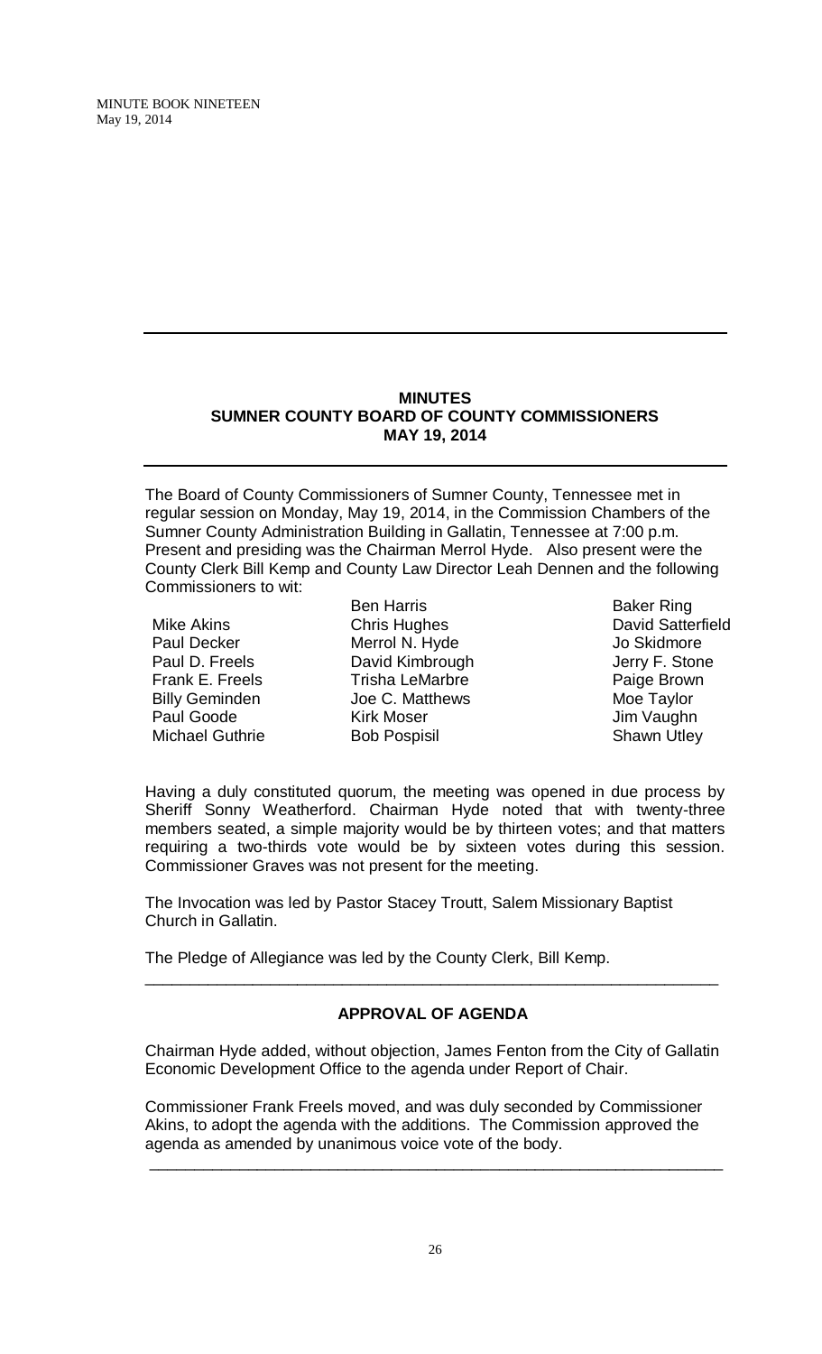## MINUTES
## SUMNER COUNTY BOARD OF COUNTY COMMISSIONERS
## MAY 19, 2014

The Board of County Commissioners of Sumner County, Tennessee met in regular session on Monday, May 19, 2014, in the Commission Chambers of the Sumner County Administration Building in Gallatin, Tennessee at 7:00 p.m. Present and presiding was the Chairman Merrol Hyde. Also present were the County Clerk Bill Kemp and County Law Director Leah Dennen and the following Commissioners to wit:

| | | |
|---|---|---|
| | Ben Harris | Baker Ring |
| Mike Akins | Chris Hughes | David Satterfield |
| Paul Decker | Merrol N. Hyde | Jo Skidmore |
| Paul D. Freels | David Kimbrough | Jerry F. Stone |
| Frank E. Freels | Trisha LeMarbre | Paige Brown |
| Billy Geminden | Joe C. Matthews | Moe Taylor |
| Paul Goode | Kirk Moser | Jim Vaughn |
| Michael Guthrie | Bob Pospisil | Shawn Utley |

Having a duly constituted quorum, the meeting was opened in due process by Sheriff Sonny Weatherford. Chairman Hyde noted that with twenty-three members seated, a simple majority would be by thirteen votes; and that matters requiring a two-thirds vote would be by sixteen votes during this session. Commissioner Graves was not present for the meeting.

The Invocation was led by Pastor Stacey Troutt, Salem Missionary Baptist Church in Gallatin.

The Pledge of Allegiance was led by the County Clerk, Bill Kemp.

---

### APPROVAL OF AGENDA

Chairman Hyde added, without objection, James Fenton from the City of Gallatin Economic Development Office to the agenda under Report of Chair.

Commissioner Frank Freels moved, and was duly seconded by Commissioner Akins, to adopt the agenda with the additions. The Commission approved the agenda as amended by unanimous voice vote of the body.

---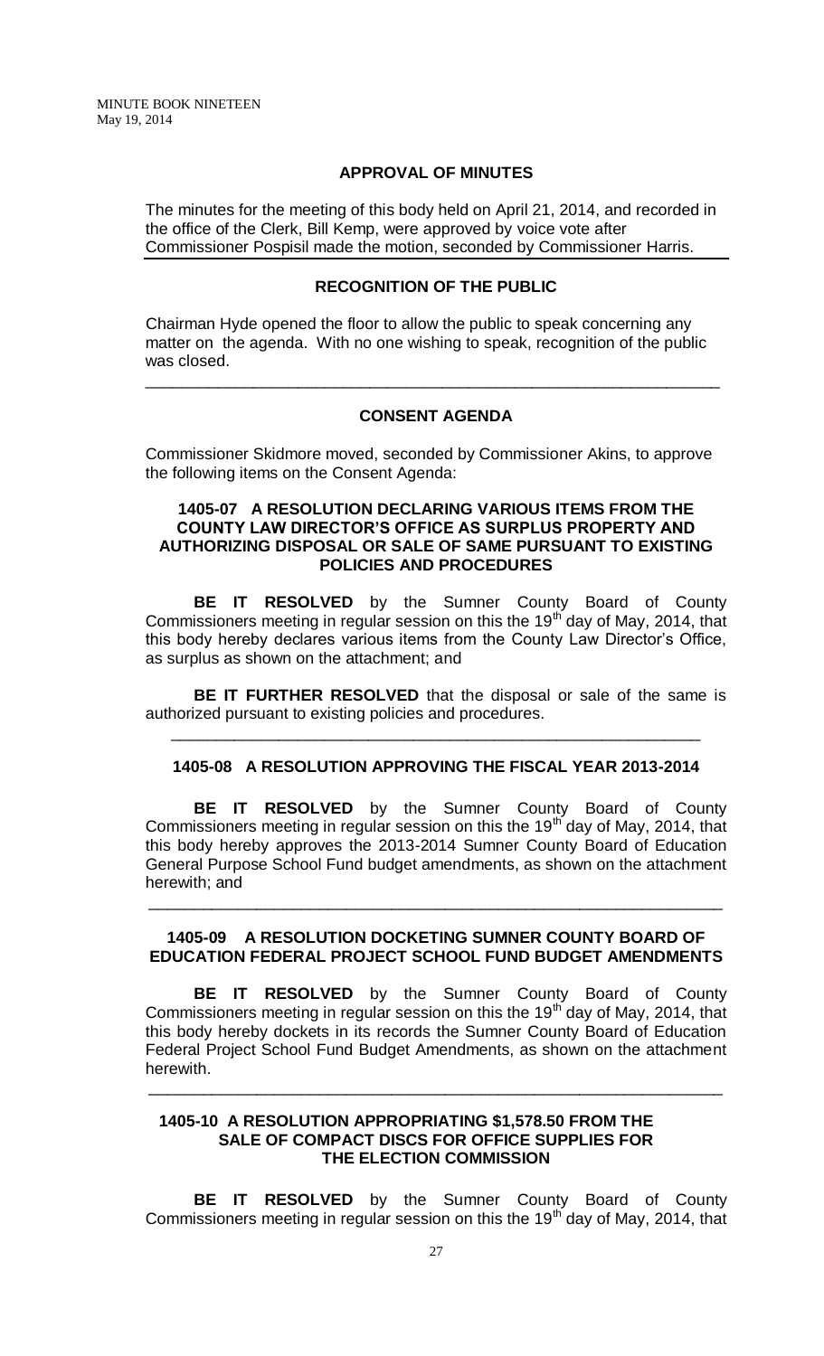## APPROVAL OF MINUTES

The minutes for the meeting of this body held on April 21, 2014, and recorded in the office of the Clerk, Bill Kemp, were approved by voice vote after Commissioner Pospisil made the motion, seconded by Commissioner Harris.

## RECOGNITION OF THE PUBLIC

Chairman Hyde opened the floor to allow the public to speak concerning any matter on the agenda. With no one wishing to speak, recognition of the public was closed.

---

## CONSENT AGENDA

Commissioner Skidmore moved, seconded by Commissioner Akins, to approve the following items on the Consent Agenda:

### 1405-07 A RESOLUTION DECLARING VARIOUS ITEMS FROM THE COUNTY LAW DIRECTOR'S OFFICE AS SURPLUS PROPERTY AND AUTHORIZING DISPOSAL OR SALE OF SAME PURSUANT TO EXISTING POLICIES AND PROCEDURES

**BE IT RESOLVED** by the Sumner County Board of County Commissioners meeting in regular session on this the 19th day of May, 2014, that this body hereby declares various items from the County Law Director's Office, as surplus as shown on the attachment; and

**BE IT FURTHER RESOLVED** that the disposal or sale of the same is authorized pursuant to existing policies and procedures.

---

### 1405-08 A RESOLUTION APPROVING THE FISCAL YEAR 2013-2014

**BE IT RESOLVED** by the Sumner County Board of County Commissioners meeting in regular session on this the 19th day of May, 2014, that this body hereby approves the 2013-2014 Sumner County Board of Education General Purpose School Fund budget amendments, as shown on the attachment herewith; and

---

### 1405-09 A RESOLUTION DOCKETING SUMNER COUNTY BOARD OF EDUCATION FEDERAL PROJECT SCHOOL FUND BUDGET AMENDMENTS

**BE IT RESOLVED** by the Sumner County Board of County Commissioners meeting in regular session on this the 19th day of May, 2014, that this body hereby dockets in its records the Sumner County Board of Education Federal Project School Fund Budget Amendments, as shown on the attachment herewith.

---

### 1405-10 A RESOLUTION APPROPRIATING $1,578.50 FROM THE SALE OF COMPACT DISCS FOR OFFICE SUPPLIES FOR THE ELECTION COMMISSION

**BE IT RESOLVED** by the Sumner County Board of County Commissioners meeting in regular session on this the 19th day of May, 2014, that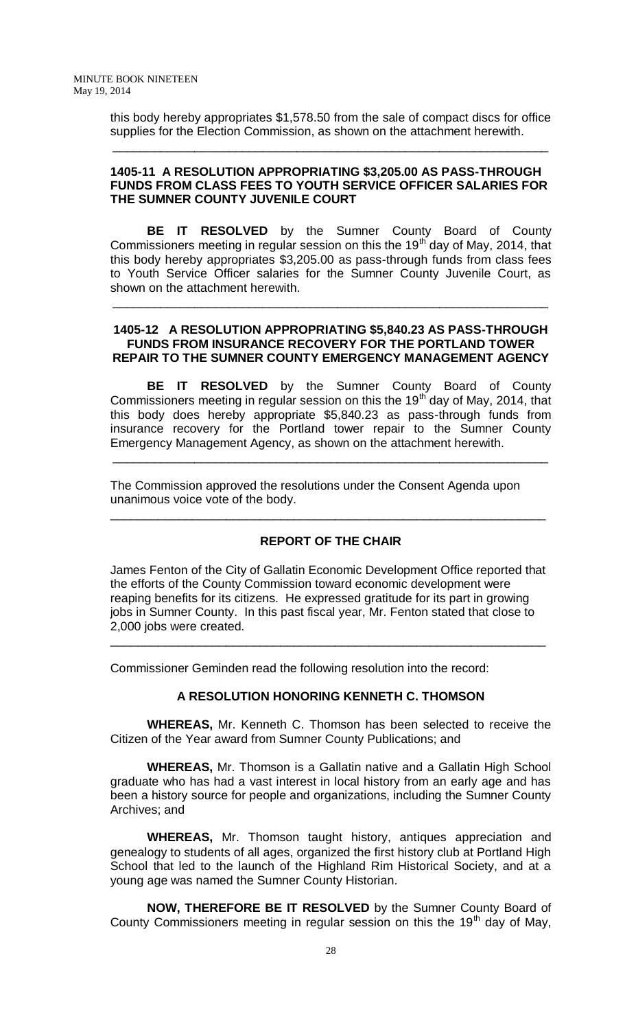this body hereby appropriates $1,578.50 from the sale of compact discs for office supplies for the Election Commission, as shown on the attachment herewith.

---

**1405-11 A RESOLUTION APPROPRIATING $3,205.00 AS PASS-THROUGH FUNDS FROM CLASS FEES TO YOUTH SERVICE OFFICER SALARIES FOR THE SUMNER COUNTY JUVENILE COURT**

**BE IT RESOLVED** by the Sumner County Board of County Commissioners meeting in regular session on this the 19th day of May, 2014, that this body hereby appropriates $3,205.00 as pass-through funds from class fees to Youth Service Officer salaries for the Sumner County Juvenile Court, as shown on the attachment herewith.

---

**1405-12 A RESOLUTION APPROPRIATING $5,840.23 AS PASS-THROUGH FUNDS FROM INSURANCE RECOVERY FOR THE PORTLAND TOWER REPAIR TO THE SUMNER COUNTY EMERGENCY MANAGEMENT AGENCY**

**BE IT RESOLVED** by the Sumner County Board of County Commissioners meeting in regular session on this the 19th day of May, 2014, that this body does hereby appropriate $5,840.23 as pass-through funds from insurance recovery for the Portland tower repair to the Sumner County Emergency Management Agency, as shown on the attachment herewith.

---

The Commission approved the resolutions under the Consent Agenda upon unanimous voice vote of the body.

---

**REPORT OF THE CHAIR**

James Fenton of the City of Gallatin Economic Development Office reported that the efforts of the County Commission toward economic development were reaping benefits for its citizens. He expressed gratitude for its part in growing jobs in Sumner County. In this past fiscal year, Mr. Fenton stated that close to 2,000 jobs were created.

---

Commissioner Geminden read the following resolution into the record:

**A RESOLUTION HONORING KENNETH C. THOMSON**

**WHEREAS,** Mr. Kenneth C. Thomson has been selected to receive the Citizen of the Year award from Sumner County Publications; and

**WHEREAS,** Mr. Thomson is a Gallatin native and a Gallatin High School graduate who has had a vast interest in local history from an early age and has been a history source for people and organizations, including the Sumner County Archives; and

**WHEREAS,** Mr. Thomson taught history, antiques appreciation and genealogy to students of all ages, organized the first history club at Portland High School that led to the launch of the Highland Rim Historical Society, and at a young age was named the Sumner County Historian.

**NOW, THEREFORE BE IT RESOLVED** by the Sumner County Board of County Commissioners meeting in regular session on this the 19th day of May,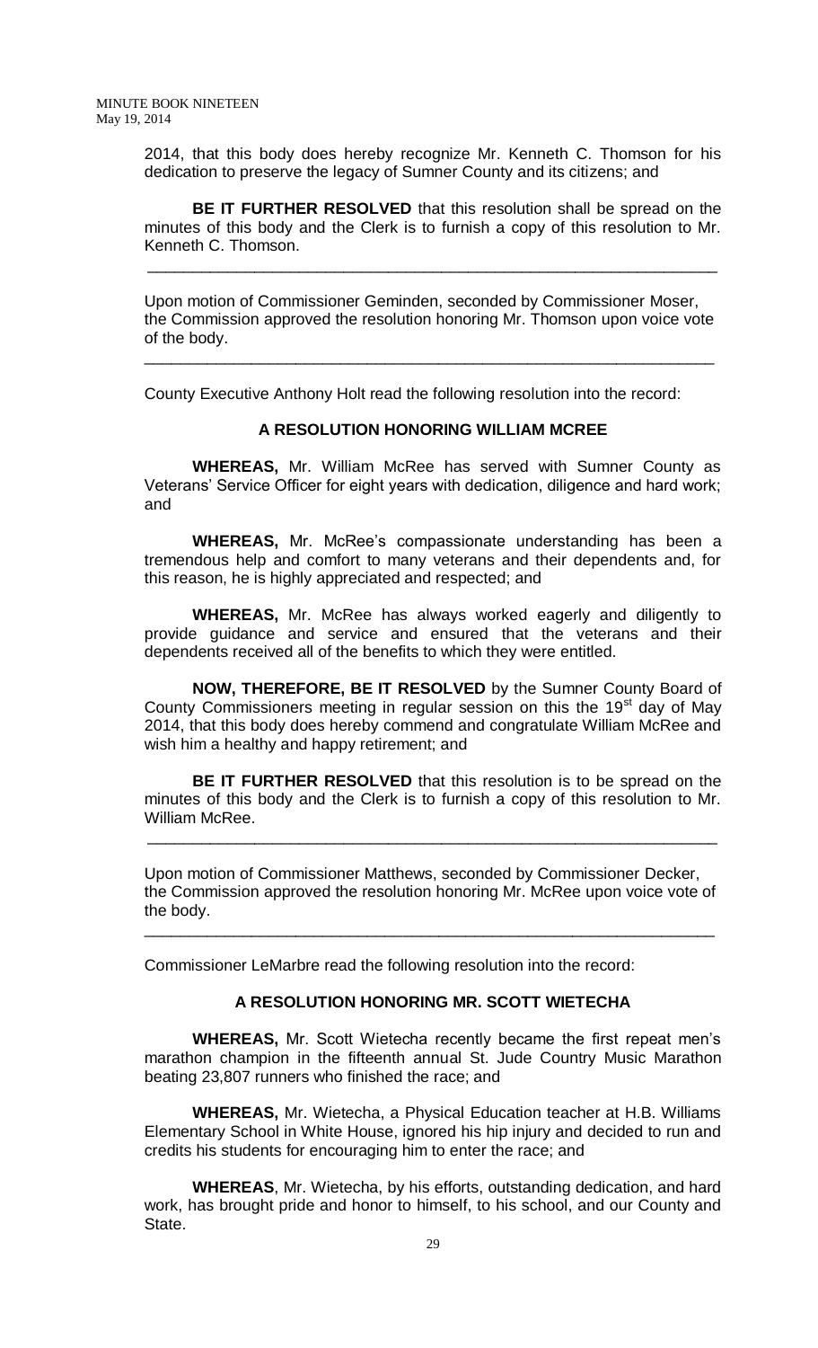2014, that this body does hereby recognize Mr. Kenneth C. Thomson for his dedication to preserve the legacy of Sumner County and its citizens; and

**BE IT FURTHER RESOLVED** that this resolution shall be spread on the minutes of this body and the Clerk is to furnish a copy of this resolution to Mr. Kenneth C. Thomson.

---

Upon motion of Commissioner Geminden, seconded by Commissioner Moser, the Commission approved the resolution honoring Mr. Thomson upon voice vote of the body.

---

County Executive Anthony Holt read the following resolution into the record:

**A RESOLUTION HONORING WILLIAM MCREE**

**WHEREAS,** Mr. William McRee has served with Sumner County as Veterans' Service Officer for eight years with dedication, diligence and hard work; and

**WHEREAS,** Mr. McRee's compassionate understanding has been a tremendous help and comfort to many veterans and their dependents and, for this reason, he is highly appreciated and respected; and

**WHEREAS,** Mr. McRee has always worked eagerly and diligently to provide guidance and service and ensured that the veterans and their dependents received all of the benefits to which they were entitled.

**NOW, THEREFORE, BE IT RESOLVED** by the Sumner County Board of County Commissioners meeting in regular session on this the 19st day of May 2014, that this body does hereby commend and congratulate William McRee and wish him a healthy and happy retirement; and

**BE IT FURTHER RESOLVED** that this resolution is to be spread on the minutes of this body and the Clerk is to furnish a copy of this resolution to Mr. William McRee.

---

Upon motion of Commissioner Matthews, seconded by Commissioner Decker, the Commission approved the resolution honoring Mr. McRee upon voice vote of the body.

---

Commissioner LeMarbre read the following resolution into the record:

**A RESOLUTION HONORING MR. SCOTT WIETECHA**

**WHEREAS,** Mr. Scott Wietecha recently became the first repeat men's marathon champion in the fifteenth annual St. Jude Country Music Marathon beating 23,807 runners who finished the race; and

**WHEREAS,** Mr. Wietecha, a Physical Education teacher at H.B. Williams Elementary School in White House, ignored his hip injury and decided to run and credits his students for encouraging him to enter the race; and

**WHEREAS**, Mr. Wietecha, by his efforts, outstanding dedication, and hard work, has brought pride and honor to himself, to his school, and our County and State.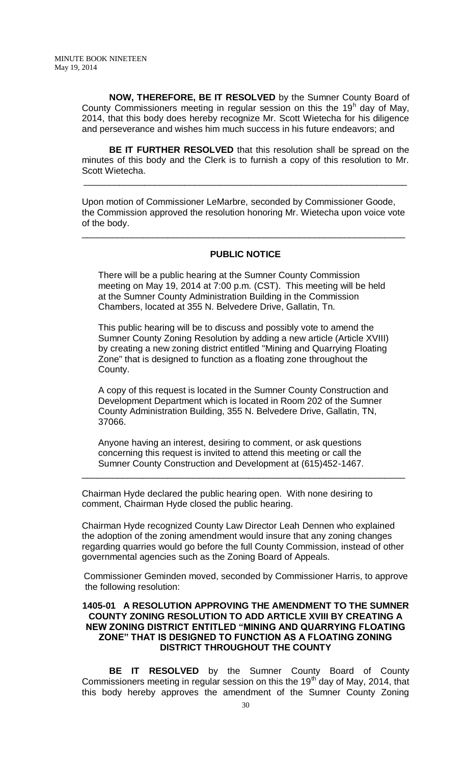**NOW, THEREFORE, BE IT RESOLVED** by the Sumner County Board of County Commissioners meeting in regular session on this the 19h day of May, 2014, that this body does hereby recognize Mr. Scott Wietecha for his diligence and perseverance and wishes him much success in his future endeavors; and

**BE IT FURTHER RESOLVED** that this resolution shall be spread on the minutes of this body and the Clerk is to furnish a copy of this resolution to Mr. Scott Wietecha.

---

Upon motion of Commissioner LeMarbre, seconded by Commissioner Goode, the Commission approved the resolution honoring Mr. Wietecha upon voice vote of the body.

---

## PUBLIC NOTICE

There will be a public hearing at the Sumner County Commission meeting on May 19, 2014 at 7:00 p.m. (CST). This meeting will be held at the Sumner County Administration Building in the Commission Chambers, located at 355 N. Belvedere Drive, Gallatin, Tn.

This public hearing will be to discuss and possibly vote to amend the Sumner County Zoning Resolution by adding a new article (Article XVIII) by creating a new zoning district entitled "Mining and Quarrying Floating Zone" that is designed to function as a floating zone throughout the County.

A copy of this request is located in the Sumner County Construction and Development Department which is located in Room 202 of the Sumner County Administration Building, 355 N. Belvedere Drive, Gallatin, TN, 37066.

Anyone having an interest, desiring to comment, or ask questions concerning this request is invited to attend this meeting or call the Sumner County Construction and Development at (615)452-1467.

---

Chairman Hyde declared the public hearing open. With none desiring to comment, Chairman Hyde closed the public hearing.

Chairman Hyde recognized County Law Director Leah Dennen who explained the adoption of the zoning amendment would insure that any zoning changes regarding quarries would go before the full County Commission, instead of other governmental agencies such as the Zoning Board of Appeals.

Commissioner Geminden moved, seconded by Commissioner Harris, to approve the following resolution:

### 1405-01 A RESOLUTION APPROVING THE AMENDMENT TO THE SUMNER COUNTY ZONING RESOLUTION TO ADD ARTICLE XVIII BY CREATING A NEW ZONING DISTRICT ENTITLED "MINING AND QUARRYING FLOATING ZONE" THAT IS DESIGNED TO FUNCTION AS A FLOATING ZONING DISTRICT THROUGHOUT THE COUNTY

**BE IT RESOLVED** by the Sumner County Board of County Commissioners meeting in regular session on this the 19th day of May, 2014, that this body hereby approves the amendment of the Sumner County Zoning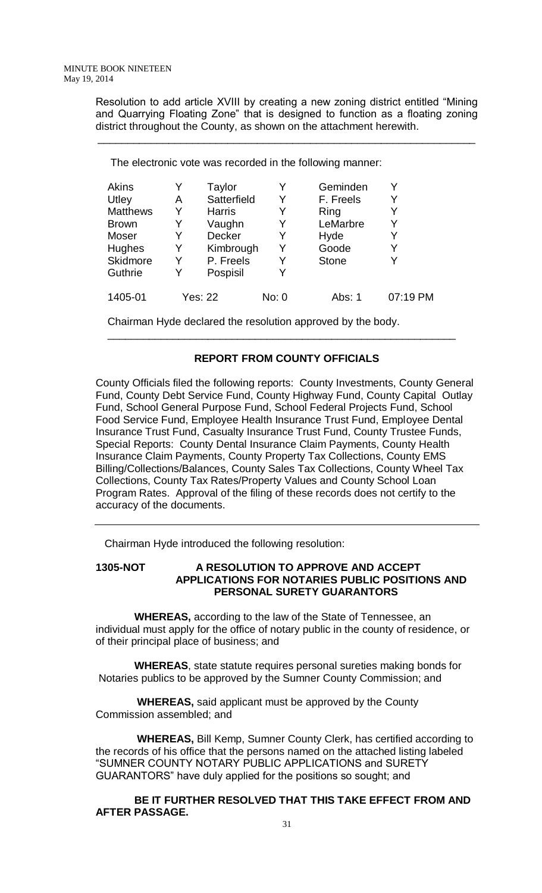Resolution to add article XVIII by creating a new zoning district entitled "Mining and Quarrying Floating Zone" that is designed to function as a floating zoning district throughout the County, as shown on the attachment herewith.

---

The electronic vote was recorded in the following manner:

| | | | | | |
|---|---|---|---|---|---|
| Akins | Y | Taylor | Y | Geminden | Y |
| Utley | A | Satterfield | Y | F. Freels | Y |
| Matthews | Y | Harris | Y | Ring | Y |
| Brown | Y | Vaughn | Y | LeMarbre | Y |
| Moser | Y | Decker | Y | Hyde | Y |
| Hughes | Y | Kimbrough | Y | Goode | Y |
| Skidmore | Y | P. Freels | Y | Stone | Y |
| Guthrie | Y | Pospisil | Y | | |
| 1405-01 | Yes: 22 | | No: 0 | Abs: 1 | 07:19 PM |

Chairman Hyde declared the resolution approved by the body.

---

## REPORT FROM COUNTY OFFICIALS

County Officials filed the following reports: County Investments, County General Fund, County Debt Service Fund, County Highway Fund, County Capital Outlay Fund, School General Purpose Fund, School Federal Projects Fund, School Food Service Fund, Employee Health Insurance Trust Fund, Employee Dental Insurance Trust Fund, Casualty Insurance Trust Fund, County Trustee Funds, Special Reports: County Dental Insurance Claim Payments, County Health Insurance Claim Payments, County Property Tax Collections, County EMS Billing/Collections/Balances, County Sales Tax Collections, County Wheel Tax Collections, County Tax Rates/Property Values and County School Loan Program Rates. Approval of the filing of these records does not certify to the accuracy of the documents.

---

Chairman Hyde introduced the following resolution:

**1305-NOT A RESOLUTION TO APPROVE AND ACCEPT APPLICATIONS FOR NOTARIES PUBLIC POSITIONS AND PERSONAL SURETY GUARANTORS**

**WHEREAS,** according to the law of the State of Tennessee, an individual must apply for the office of notary public in the county of residence, or of their principal place of business; and

**WHEREAS**, state statute requires personal sureties making bonds for Notaries publics to be approved by the Sumner County Commission; and

**WHEREAS,** said applicant must be approved by the County Commission assembled; and

**WHEREAS,** Bill Kemp, Sumner County Clerk, has certified according to the records of his office that the persons named on the attached listing labeled "SUMNER COUNTY NOTARY PUBLIC APPLICATIONS and SURETY GUARANTORS" have duly applied for the positions so sought; and

**BE IT FURTHER RESOLVED THAT THIS TAKE EFFECT FROM AND AFTER PASSAGE.**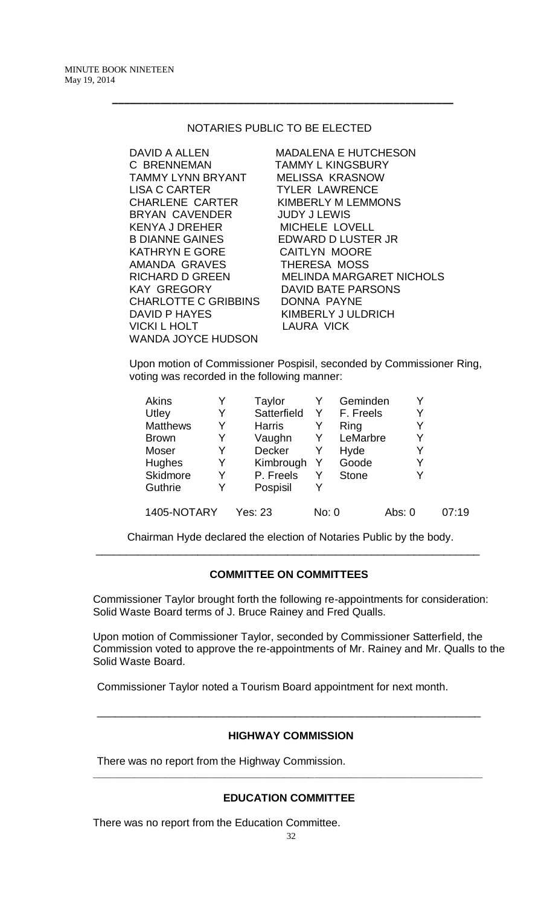---

NOTARIES PUBLIC TO BE ELECTED

| | |
|---|---|
| DAVID A ALLEN | MADALENA E HUTCHESON |
| C BRENNEMAN | TAMMY L KINGSBURY |
| TAMMY LYNN BRYANT | MELISSA KRASNOW |
| LISA C CARTER | TYLER LAWRENCE |
| CHARLENE CARTER | KIMBERLY M LEMMONS |
| BRYAN CAVENDER | JUDY J LEWIS |
| KENYA J DREHER | MICHELE LOVELL |
| B DIANNE GAINES | EDWARD D LUSTER JR |
| KATHRYN E GORE | CAITLYN MOORE |
| AMANDA GRAVES | THERESA MOSS |
| RICHARD D GREEN | MELINDA MARGARET NICHOLS |
| KAY GREGORY | DAVID BATE PARSONS |
| CHARLOTTE C GRIBBINS | DONNA PAYNE |
| DAVID P HAYES | KIMBERLY J ULDRICH |
| VICKI L HOLT | LAURA VICK |
| WANDA JOYCE HUDSON | |

Upon motion of Commissioner Pospisil, seconded by Commissioner Ring, voting was recorded in the following manner:

| | | | | | |
|---|---|---|---|---|---|
| Akins | Y | Taylor | Y | Geminden | Y |
| Utley | Y | Satterfield | Y | F. Freels | Y |
| Matthews | Y | Harris | Y | Ring | Y |
| Brown | Y | Vaughn | Y | LeMarbre | Y |
| Moser | Y | Decker | Y | Hyde | Y |
| Hughes | Y | Kimbrough | Y | Goode | Y |
| Skidmore | Y | P. Freels | Y | Stone | Y |
| Guthrie | Y | Pospisil | Y | | |

1405-NOTARY Yes: 23 No: 0 Abs: 0 07:19

Chairman Hyde declared the election of Notaries Public by the body.

---

**COMMITTEE ON COMMITTEES**

Commissioner Taylor brought forth the following re-appointments for consideration: Solid Waste Board terms of J. Bruce Rainey and Fred Qualls.

Upon motion of Commissioner Taylor, seconded by Commissioner Satterfield, the Commission voted to approve the re-appointments of Mr. Rainey and Mr. Qualls to the Solid Waste Board.

Commissioner Taylor noted a Tourism Board appointment for next month.

---

**HIGHWAY COMMISSION**

There was no report from the Highway Commission.

---

**EDUCATION COMMITTEE**

There was no report from the Education Committee.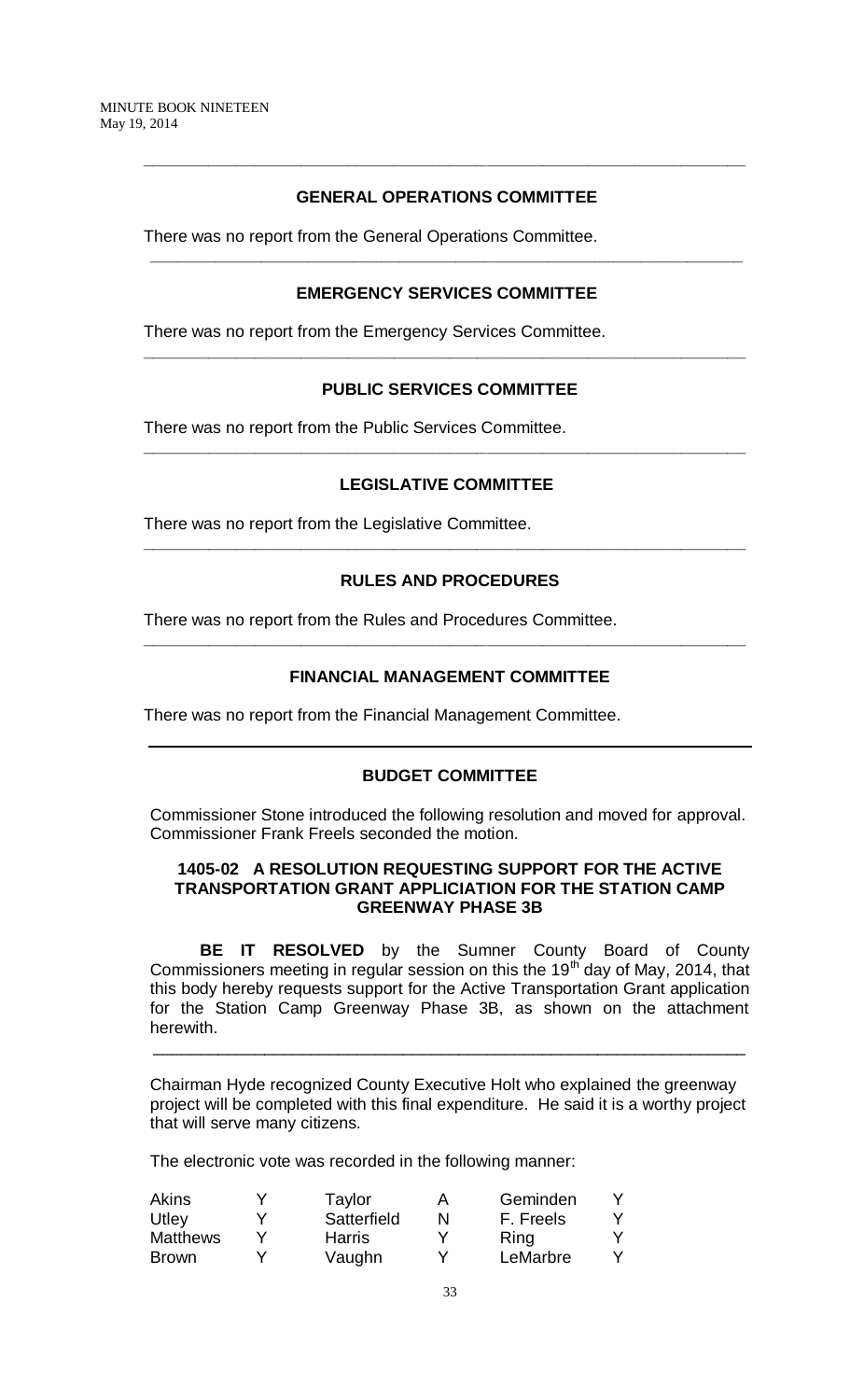## GENERAL OPERATIONS COMMITTEE

There was no report from the General Operations Committee.

---

## EMERGENCY SERVICES COMMITTEE

There was no report from the Emergency Services Committee.

---

## PUBLIC SERVICES COMMITTEE

There was no report from the Public Services Committee.

---

## LEGISLATIVE COMMITTEE

There was no report from the Legislative Committee.

---

## RULES AND PROCEDURES

There was no report from the Rules and Procedures Committee.

---

## FINANCIAL MANAGEMENT COMMITTEE

There was no report from the Financial Management Committee.

---

## BUDGET COMMITTEE

Commissioner Stone introduced the following resolution and moved for approval. Commissioner Frank Freels seconded the motion.

### 1405-02 A RESOLUTION REQUESTING SUPPORT FOR THE ACTIVE TRANSPORTATION GRANT APPLICIATION FOR THE STATION CAMP GREENWAY PHASE 3B

**BE IT RESOLVED** by the Sumner County Board of County Commissioners meeting in regular session on this the 19th day of May, 2014, that this body hereby requests support for the Active Transportation Grant application for the Station Camp Greenway Phase 3B, as shown on the attachment herewith.

---

Chairman Hyde recognized County Executive Holt who explained the greenway project will be completed with this final expenditure. He said it is a worthy project that will serve many citizens.

The electronic vote was recorded in the following manner:

| | | | | | |
|---|---|---|---|---|---|
| Akins | Y | Taylor | A | Geminden | Y |
| Utley | Y | Satterfield | N | F. Freels | Y |
| Matthews | Y | Harris | Y | Ring | Y |
| Brown | Y | Vaughn | Y | LeMarbre | Y |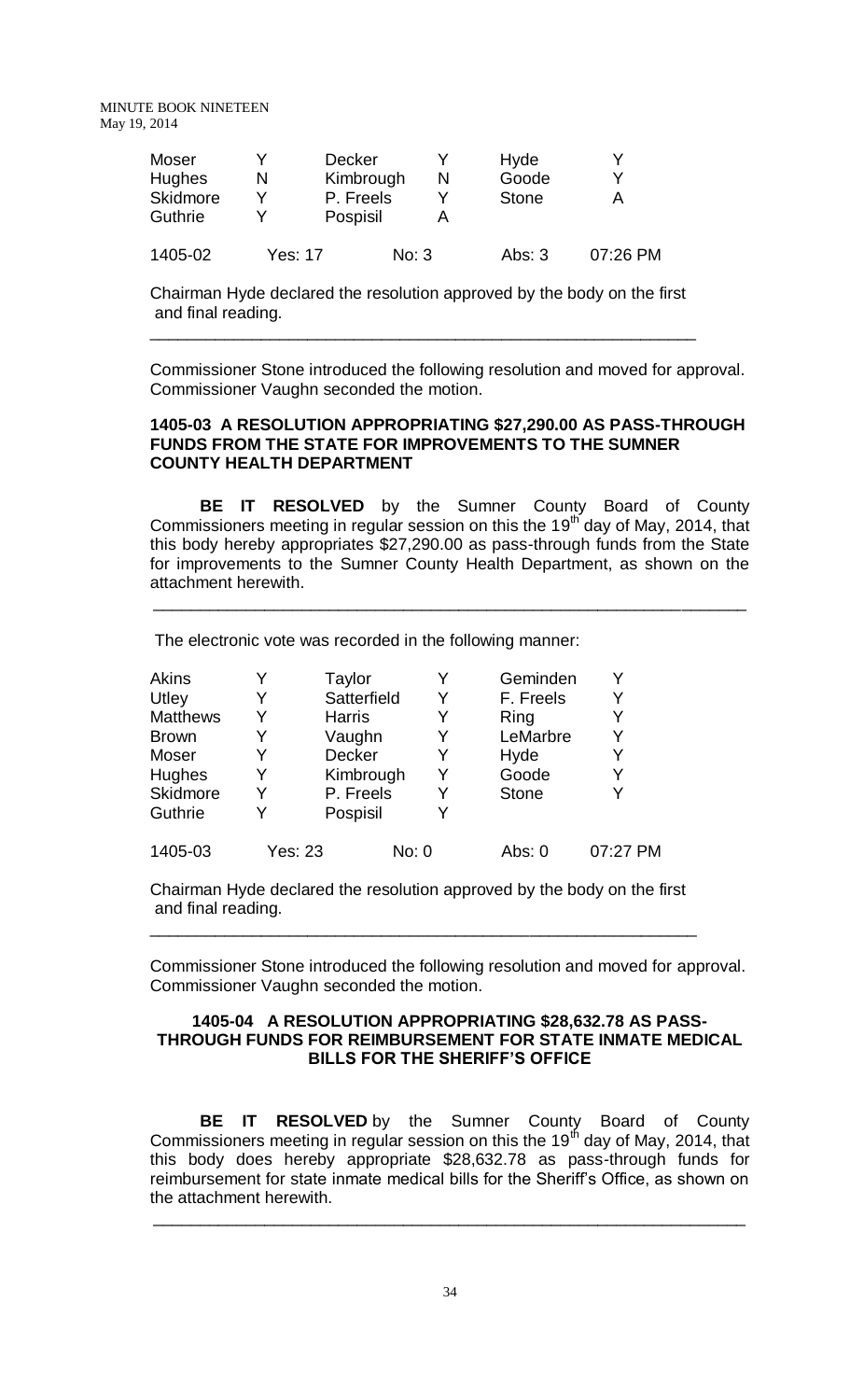| Moser | Y | Decker | Y | Hyde | Y |
|---|---|---|---|---|---|
| Hughes | N | Kimbrough | N | Goode | Y |
| Skidmore | Y | P. Freels | Y | Stone | A |
| Guthrie | Y | Pospisil | A | | |
| 1405-02 | Yes: 17 | | No: 3 | Abs: 3 | 07:26 PM |

Chairman Hyde declared the resolution approved by the body on the first and final reading.

---

Commissioner Stone introduced the following resolution and moved for approval. Commissioner Vaughn seconded the motion.

**1405-03 A RESOLUTION APPROPRIATING $27,290.00 AS PASS-THROUGH FUNDS FROM THE STATE FOR IMPROVEMENTS TO THE SUMNER COUNTY HEALTH DEPARTMENT**

**BE IT RESOLVED** by the Sumner County Board of County Commissioners meeting in regular session on this the 19th day of May, 2014, that this body hereby appropriates $27,290.00 as pass-through funds from the State for improvements to the Sumner County Health Department, as shown on the attachment herewith.

---

The electronic vote was recorded in the following manner:

| Akins | Y | Taylor | Y | Geminden | Y |
|---|---|---|---|---|---|
| Utley | Y | Satterfield | Y | F. Freels | Y |
| Matthews | Y | Harris | Y | Ring | Y |
| Brown | Y | Vaughn | Y | LeMarbre | Y |
| Moser | Y | Decker | Y | Hyde | Y |
| Hughes | Y | Kimbrough | Y | Goode | Y |
| Skidmore | Y | P. Freels | Y | Stone | Y |
| Guthrie | Y | Pospisil | Y | | |
| 1405-03 | Yes: 23 | | No: 0 | Abs: 0 | 07:27 PM |

Chairman Hyde declared the resolution approved by the body on the first and final reading.

---

Commissioner Stone introduced the following resolution and moved for approval. Commissioner Vaughn seconded the motion.

**1405-04 A RESOLUTION APPROPRIATING $28,632.78 AS PASS-THROUGH FUNDS FOR REIMBURSEMENT FOR STATE INMATE MEDICAL BILLS FOR THE SHERIFF'S OFFICE**

**BE IT RESOLVED** by the Sumner County Board of County Commissioners meeting in regular session on this the 19th day of May, 2014, that this body does hereby appropriate $28,632.78 as pass-through funds for reimbursement for state inmate medical bills for the Sheriff's Office, as shown on the attachment herewith.

---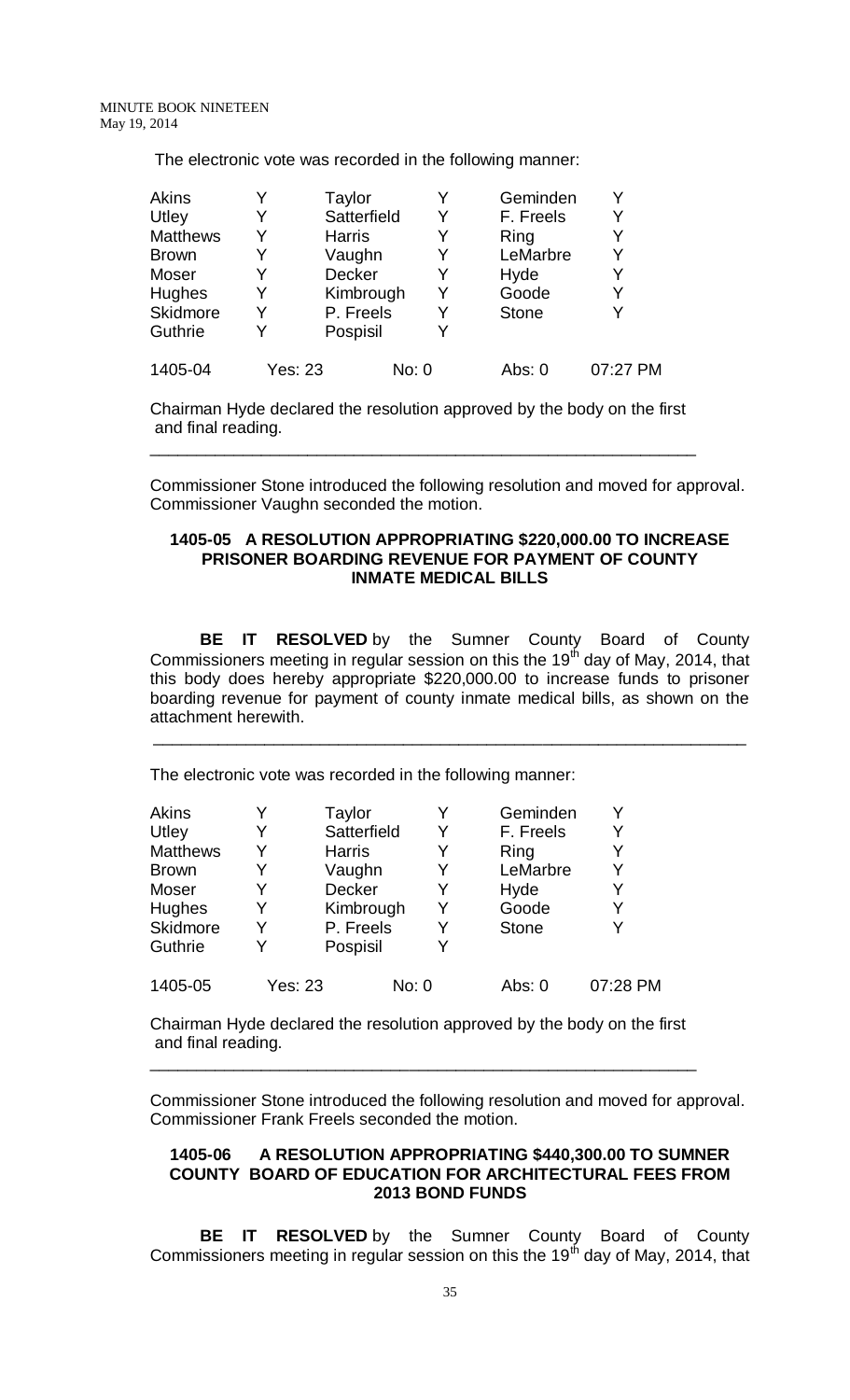The electronic vote was recorded in the following manner:

| | | | | | |
|---|---|---|---|---|---|
| Akins | Y | Taylor | Y | Geminden | Y |
| Utley | Y | Satterfield | Y | F. Freels | Y |
| Matthews | Y | Harris | Y | Ring | Y |
| Brown | Y | Vaughn | Y | LeMarbre | Y |
| Moser | Y | Decker | Y | Hyde | Y |
| Hughes | Y | Kimbrough | Y | Goode | Y |
| Skidmore | Y | P. Freels | Y | Stone | Y |
| Guthrie | Y | Pospisil | Y | | |

1405-04 Yes: 23 No: 0 Abs: 0 07:27 PM

Chairman Hyde declared the resolution approved by the body on the first and final reading.

---

Commissioner Stone introduced the following resolution and moved for approval. Commissioner Vaughn seconded the motion.

**1405-05 A RESOLUTION APPROPRIATING $220,000.00 TO INCREASE PRISONER BOARDING REVENUE FOR PAYMENT OF COUNTY INMATE MEDICAL BILLS**

**BE IT RESOLVED** by the Sumner County Board of County Commissioners meeting in regular session on this the 19th day of May, 2014, that this body does hereby appropriate $220,000.00 to increase funds to prisoner boarding revenue for payment of county inmate medical bills, as shown on the attachment herewith.

---

The electronic vote was recorded in the following manner:

| | | | | | |
|---|---|---|---|---|---|
| Akins | Y | Taylor | Y | Geminden | Y |
| Utley | Y | Satterfield | Y | F. Freels | Y |
| Matthews | Y | Harris | Y | Ring | Y |
| Brown | Y | Vaughn | Y | LeMarbre | Y |
| Moser | Y | Decker | Y | Hyde | Y |
| Hughes | Y | Kimbrough | Y | Goode | Y |
| Skidmore | Y | P. Freels | Y | Stone | Y |
| Guthrie | Y | Pospisil | Y | | |

1405-05 Yes: 23 No: 0 Abs: 0 07:28 PM

Chairman Hyde declared the resolution approved by the body on the first and final reading.

---

Commissioner Stone introduced the following resolution and moved for approval. Commissioner Frank Freels seconded the motion.

**1405-06 A RESOLUTION APPROPRIATING $440,300.00 TO SUMNER COUNTY BOARD OF EDUCATION FOR ARCHITECTURAL FEES FROM 2013 BOND FUNDS**

**BE IT RESOLVED** by the Sumner County Board of County Commissioners meeting in regular session on this the 19th day of May, 2014, that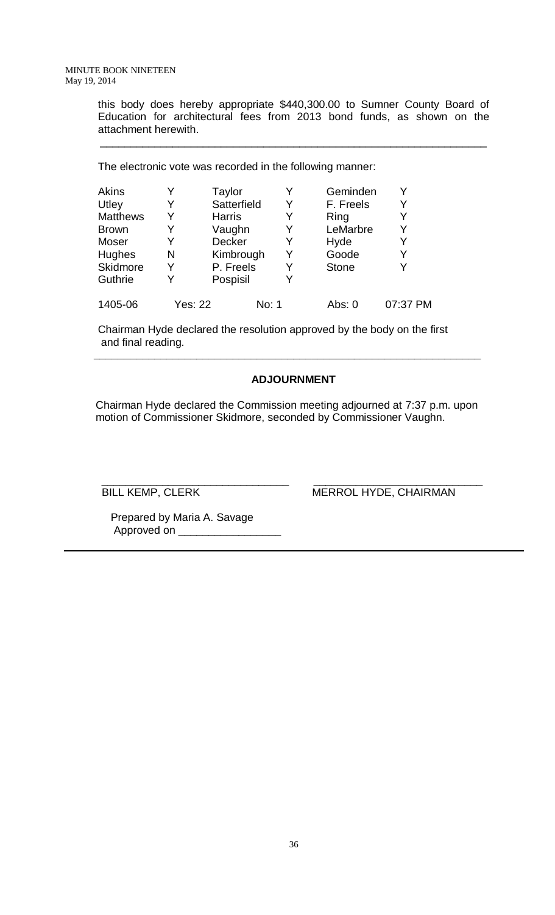this body does hereby appropriate $440,300.00 to Sumner County Board of Education for architectural fees from 2013 bond funds, as shown on the attachment herewith.

---

The electronic vote was recorded in the following manner:

| | | | | | |
|---|---|---|---|---|---|
| Akins | Y | Taylor | Y | Geminden | Y |
| Utley | Y | Satterfield | Y | F. Freels | Y |
| Matthews | Y | Harris | Y | Ring | Y |
| Brown | Y | Vaughn | Y | LeMarbre | Y |
| Moser | Y | Decker | Y | Hyde | Y |
| Hughes | N | Kimbrough | Y | Goode | Y |
| Skidmore | Y | P. Freels | Y | Stone | Y |
| Guthrie | Y | Pospisil | Y | | |

1405-06 Yes: 22 No: 1 Abs: 0 07:37 PM

Chairman Hyde declared the resolution approved by the body on the first and final reading.

---

## ADJOURNMENT

Chairman Hyde declared the Commission meeting adjourned at 7:37 p.m. upon motion of Commissioner Skidmore, seconded by Commissioner Vaughn.

_______________________________ _______________________________

BILL KEMP, CLERK MERROL HYDE, CHAIRMAN

Prepared by Maria A. Savage

Approved on ________________